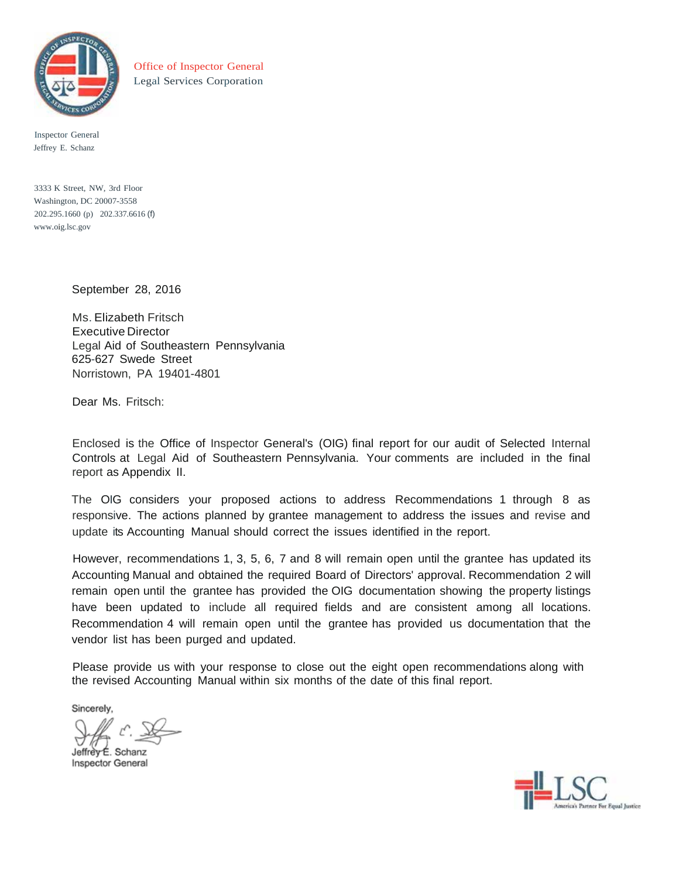Office of Inspector General
Legal Services Corporation

Inspector General
Jeffrey E. Schanz

3333 K Street, NW, 3rd Floor
Washington, DC 20007-3558
202.295.1660 (p) 202.337.6616 (f)
www.oig.lsc.gov

September 28, 2016

Ms. Elizabeth Fritsch
Executive Director
Legal Aid of Southeastern Pennsylvania
625-627 Swede Street
Norristown, PA 19401-4801

Dear Ms. Fritsch:

Enclosed is the Office of Inspector General's (OIG) final report for our audit of Selected Internal Controls at Legal Aid of Southeastern Pennsylvania. Your comments are included in the final report as Appendix II.

The OIG considers your proposed actions to address Recommendations 1 through 8 as responsive. The actions planned by grantee management to address the issues and revise and update its Accounting Manual should correct the issues identified in the report.

However, recommendations 1, 3, 5, 6, 7 and 8 will remain open until the grantee has updated its Accounting Manual and obtained the required Board of Directors' approval. Recommendation 2 will remain open until the grantee has provided the OIG documentation showing the property listings have been updated to include all required fields and are consistent among all locations. Recommendation 4 will remain open until the grantee has provided us documentation that the vendor list has been purged and updated.

Please provide us with your response to close out the eight open recommendations along with the revised Accounting Manual within six months of the date of this final report.

Sincerely,

Jeffrey E. Schanz
Inspector General

LSC
America's Partner For Equal Justice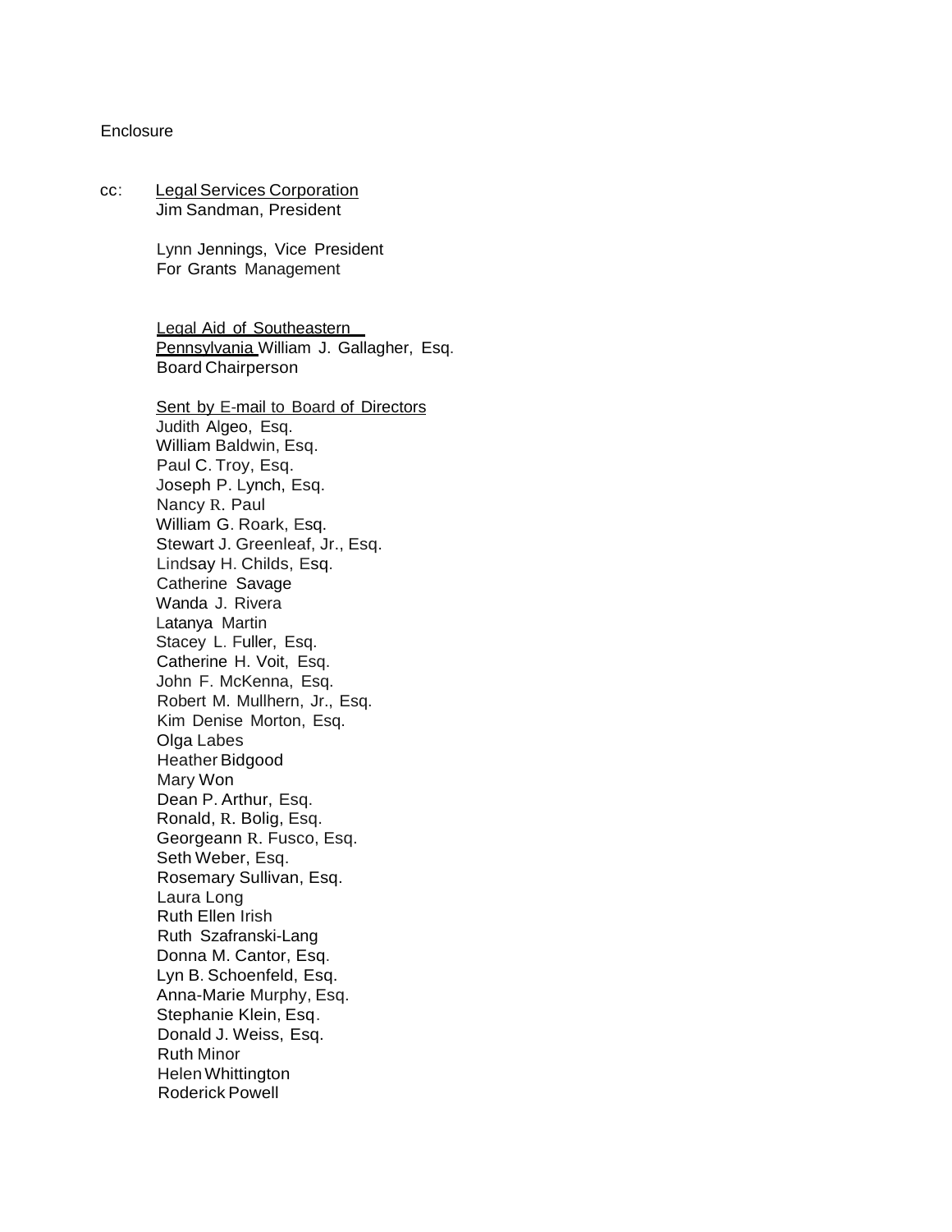Enclosure

cc: Legal Services Corporation
Jim Sandman, President

Lynn Jennings, Vice President
For Grants Management

Legal Aid of Southeastern Pennsylvania William J. Gallagher, Esq.
Board Chairperson

Sent by E-mail to Board of Directors
Judith Algeo, Esq.
William Baldwin, Esq.
Paul C. Troy, Esq.
Joseph P. Lynch, Esq.
Nancy R. Paul
William G. Roark, Esq.
Stewart J. Greenleaf, Jr., Esq.
Lindsay H. Childs, Esq.
Catherine Savage
Wanda J. Rivera
Latanya Martin
Stacey L. Fuller, Esq.
Catherine H. Voit, Esq.
John F. McKenna, Esq.
Robert M. Mullhern, Jr., Esq.
Kim Denise Morton, Esq.
Olga Labes
Heather Bidgood
Mary Won
Dean P. Arthur, Esq.
Ronald, R. Bolig, Esq.
Georgeann R. Fusco, Esq.
Seth Weber, Esq.
Rosemary Sullivan, Esq.
Laura Long
Ruth Ellen Irish
Ruth Szafranski-Lang
Donna M. Cantor, Esq.
Lyn B. Schoenfeld, Esq.
Anna-Marie Murphy, Esq.
Stephanie Klein, Esq.
Donald J. Weiss, Esq.
Ruth Minor
Helen Whittington
Roderick Powell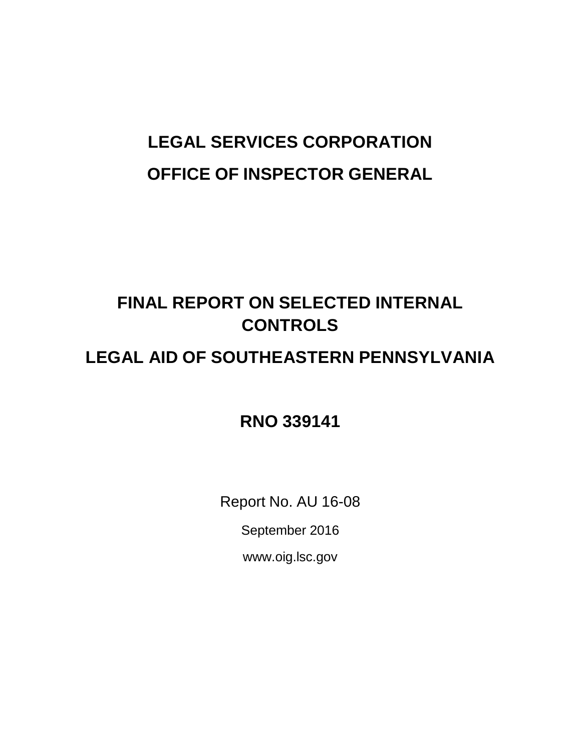# LEGAL SERVICES CORPORATION

# OFFICE OF INSPECTOR GENERAL

## FINAL REPORT ON SELECTED INTERNAL CONTROLS

## LEGAL AID OF SOUTHEASTERN PENNSYLVANIA

## RNO 339141

Report No. AU 16-08

September 2016

www.oig.lsc.gov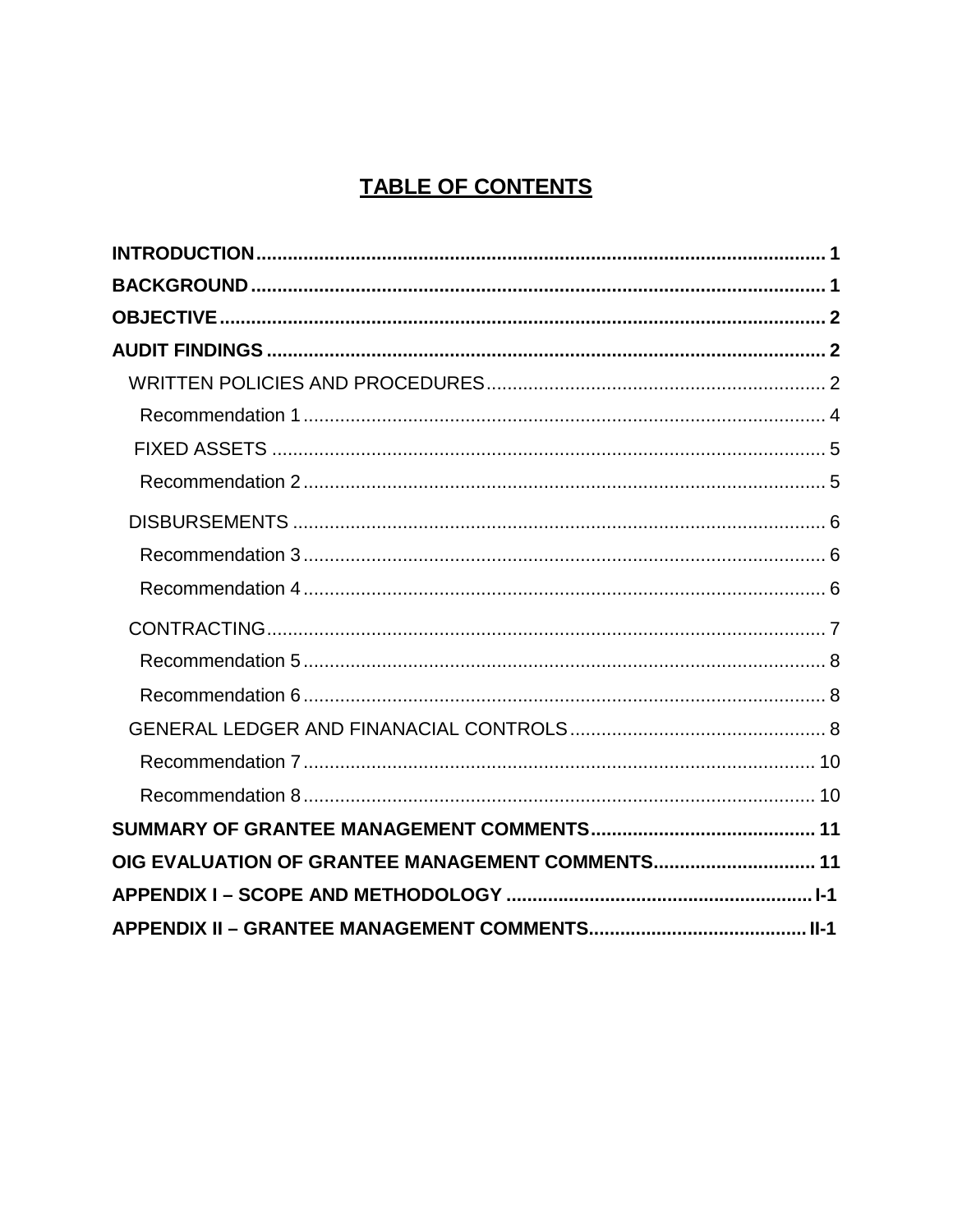# TABLE OF CONTENTS

**INTRODUCTION** .......................................................................................................... **1**

**BACKGROUND** ........................................................................................................... **1**

**OBJECTIVE** ................................................................................................................ **2**

**AUDIT FINDINGS** ....................................................................................................... **2**

- WRITTEN POLICIES AND PROCEDURES ................................................................. 2
  - Recommendation 1 .................................................................................................. 4
- FIXED ASSETS ........................................................................................................... 5
  - Recommendation 2 .................................................................................................. 5
- DISBURSEMENTS ..................................................................................................... 6
  - Recommendation 3 .................................................................................................. 6
  - Recommendation 4 .................................................................................................. 6
- CONTRACTING .......................................................................................................... 7
  - Recommendation 5 .................................................................................................. 8
  - Recommendation 6 .................................................................................................. 8
- GENERAL LEDGER AND FINANACIAL CONTROLS ................................................. 8
  - Recommendation 7 ................................................................................................ 10
  - Recommendation 8 ................................................................................................ 10

**SUMMARY OF GRANTEE MANAGEMENT COMMENTS** ........................................... **11**

**OIG EVALUATION OF GRANTEE MANAGEMENT COMMENTS** ............................... **11**

**APPENDIX I – SCOPE AND METHODOLOGY** .......................................................... **I-1**

**APPENDIX II – GRANTEE MANAGEMENT COMMENTS** ......................................... **II-1**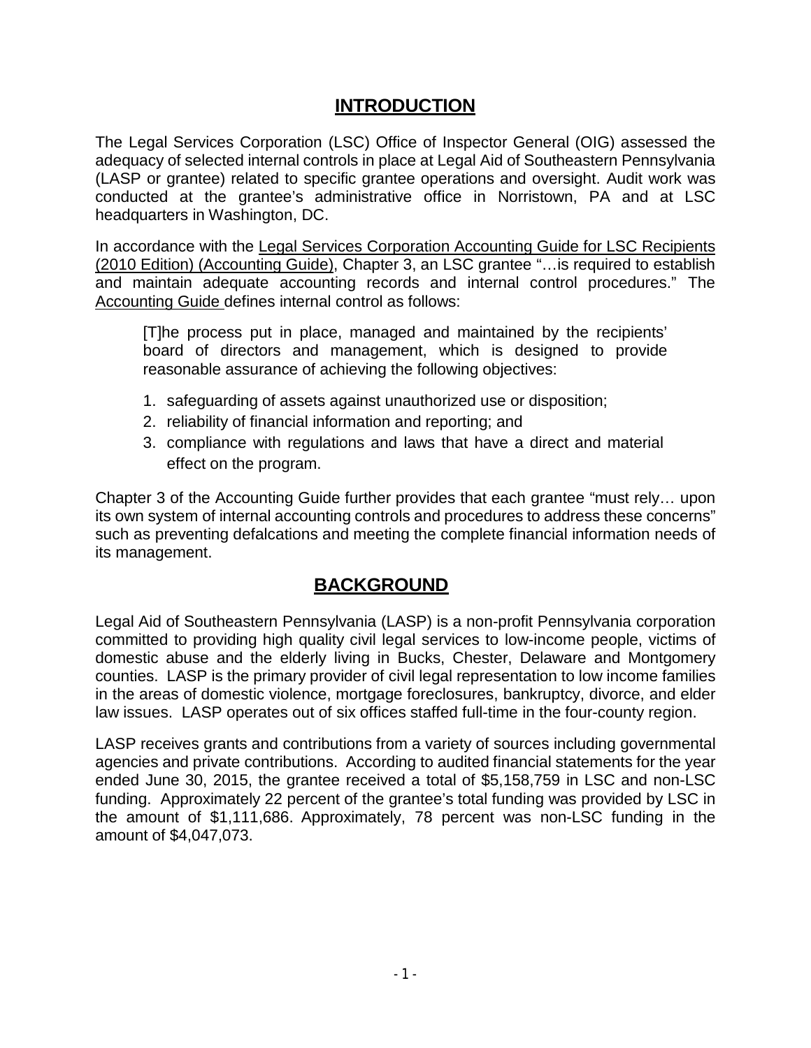## INTRODUCTION

The Legal Services Corporation (LSC) Office of Inspector General (OIG) assessed the adequacy of selected internal controls in place at Legal Aid of Southeastern Pennsylvania (LASP or grantee) related to specific grantee operations and oversight. Audit work was conducted at the grantee's administrative office in Norristown, PA and at LSC headquarters in Washington, DC.

In accordance with the Legal Services Corporation Accounting Guide for LSC Recipients (2010 Edition) (Accounting Guide), Chapter 3, an LSC grantee "…is required to establish and maintain adequate accounting records and internal control procedures." The Accounting Guide defines internal control as follows:

> [T]he process put in place, managed and maintained by the recipients' board of directors and management, which is designed to provide reasonable assurance of achieving the following objectives:
>
> 1. safeguarding of assets against unauthorized use or disposition;
> 2. reliability of financial information and reporting; and
> 3. compliance with regulations and laws that have a direct and material effect on the program.

Chapter 3 of the Accounting Guide further provides that each grantee "must rely… upon its own system of internal accounting controls and procedures to address these concerns" such as preventing defalcations and meeting the complete financial information needs of its management.

## BACKGROUND

Legal Aid of Southeastern Pennsylvania (LASP) is a non-profit Pennsylvania corporation committed to providing high quality civil legal services to low-income people, victims of domestic abuse and the elderly living in Bucks, Chester, Delaware and Montgomery counties. LASP is the primary provider of civil legal representation to low income families in the areas of domestic violence, mortgage foreclosures, bankruptcy, divorce, and elder law issues. LASP operates out of six offices staffed full-time in the four-county region.

LASP receives grants and contributions from a variety of sources including governmental agencies and private contributions. According to audited financial statements for the year ended June 30, 2015, the grantee received a total of $5,158,759 in LSC and non-LSC funding. Approximately 22 percent of the grantee's total funding was provided by LSC in the amount of $1,111,686. Approximately, 78 percent was non-LSC funding in the amount of $4,047,073.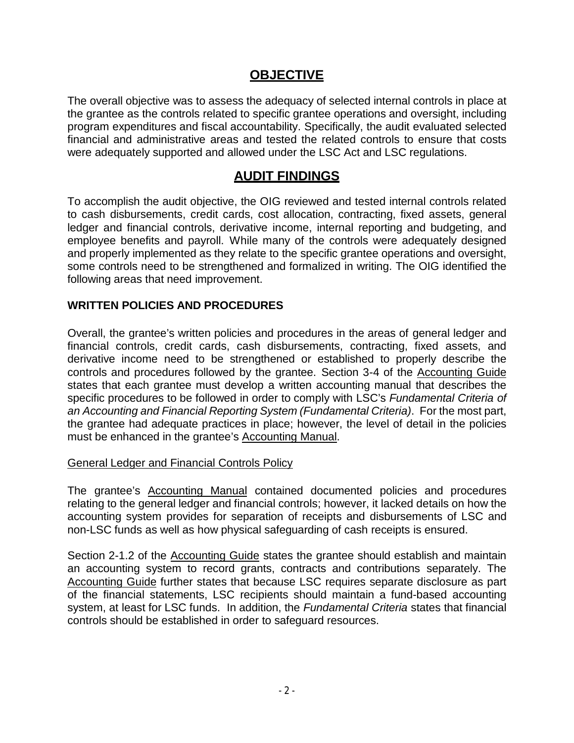## OBJECTIVE

The overall objective was to assess the adequacy of selected internal controls in place at the grantee as the controls related to specific grantee operations and oversight, including program expenditures and fiscal accountability. Specifically, the audit evaluated selected financial and administrative areas and tested the related controls to ensure that costs were adequately supported and allowed under the LSC Act and LSC regulations.

## AUDIT FINDINGS

To accomplish the audit objective, the OIG reviewed and tested internal controls related to cash disbursements, credit cards, cost allocation, contracting, fixed assets, general ledger and financial controls, derivative income, internal reporting and budgeting, and employee benefits and payroll. While many of the controls were adequately designed and properly implemented as they relate to the specific grantee operations and oversight, some controls need to be strengthened and formalized in writing. The OIG identified the following areas that need improvement.

### WRITTEN POLICIES AND PROCEDURES

Overall, the grantee's written policies and procedures in the areas of general ledger and financial controls, credit cards, cash disbursements, contracting, fixed assets, and derivative income need to be strengthened or established to properly describe the controls and procedures followed by the grantee. Section 3-4 of the Accounting Guide states that each grantee must develop a written accounting manual that describes the specific procedures to be followed in order to comply with LSC's *Fundamental Criteria of an Accounting and Financial Reporting System (Fundamental Criteria)*. For the most part, the grantee had adequate practices in place; however, the level of detail in the policies must be enhanced in the grantee's Accounting Manual.

General Ledger and Financial Controls Policy

The grantee's Accounting Manual contained documented policies and procedures relating to the general ledger and financial controls; however, it lacked details on how the accounting system provides for separation of receipts and disbursements of LSC and non-LSC funds as well as how physical safeguarding of cash receipts is ensured.

Section 2-1.2 of the Accounting Guide states the grantee should establish and maintain an accounting system to record grants, contracts and contributions separately. The Accounting Guide further states that because LSC requires separate disclosure as part of the financial statements, LSC recipients should maintain a fund-based accounting system, at least for LSC funds. In addition, the *Fundamental Criteria* states that financial controls should be established in order to safeguard resources.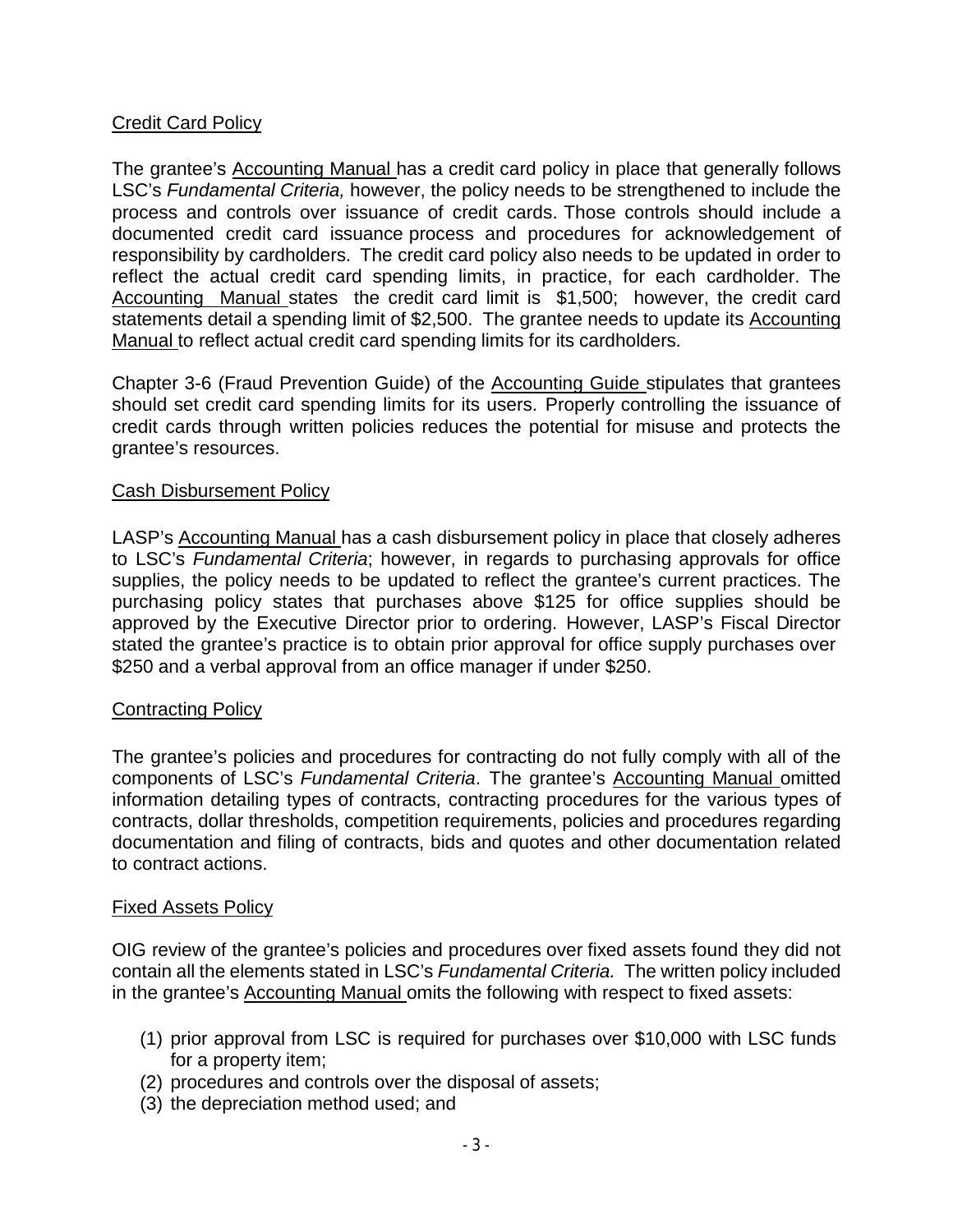Credit Card Policy

The grantee's Accounting Manual has a credit card policy in place that generally follows LSC's *Fundamental Criteria,* however, the policy needs to be strengthened to include the process and controls over issuance of credit cards. Those controls should include a documented credit card issuance process and procedures for acknowledgement of responsibility by cardholders. The credit card policy also needs to be updated in order to reflect the actual credit card spending limits, in practice, for each cardholder. The Accounting Manual states the credit card limit is $1,500; however, the credit card statements detail a spending limit of $2,500. The grantee needs to update its Accounting Manual to reflect actual credit card spending limits for its cardholders.

Chapter 3-6 (Fraud Prevention Guide) of the Accounting Guide stipulates that grantees should set credit card spending limits for its users. Properly controlling the issuance of credit cards through written policies reduces the potential for misuse and protects the grantee's resources.

Cash Disbursement Policy

LASP's Accounting Manual has a cash disbursement policy in place that closely adheres to LSC's *Fundamental Criteria*; however, in regards to purchasing approvals for office supplies, the policy needs to be updated to reflect the grantee's current practices. The purchasing policy states that purchases above $125 for office supplies should be approved by the Executive Director prior to ordering. However, LASP's Fiscal Director stated the grantee's practice is to obtain prior approval for office supply purchases over $250 and a verbal approval from an office manager if under $250.

Contracting Policy

The grantee's policies and procedures for contracting do not fully comply with all of the components of LSC's *Fundamental Criteria*. The grantee's Accounting Manual omitted information detailing types of contracts, contracting procedures for the various types of contracts, dollar thresholds, competition requirements, policies and procedures regarding documentation and filing of contracts, bids and quotes and other documentation related to contract actions.

Fixed Assets Policy

OIG review of the grantee's policies and procedures over fixed assets found they did not contain all the elements stated in LSC's *Fundamental Criteria.* The written policy included in the grantee's Accounting Manual omits the following with respect to fixed assets:

(1) prior approval from LSC is required for purchases over $10,000 with LSC funds for a property item;
(2) procedures and controls over the disposal of assets;
(3) the depreciation method used; and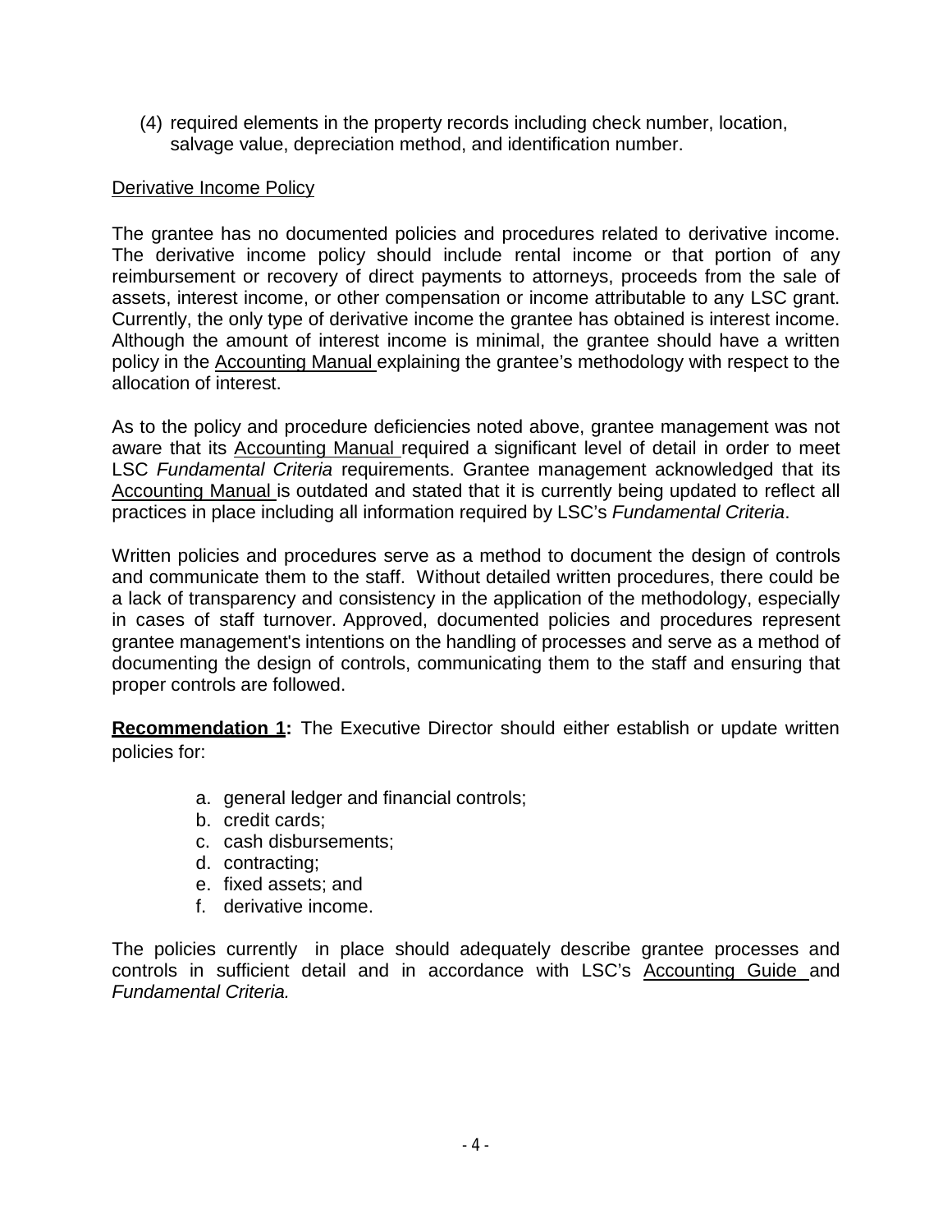(4) required elements in the property records including check number, location, salvage value, depreciation method, and identification number.

Derivative Income Policy

The grantee has no documented policies and procedures related to derivative income. The derivative income policy should include rental income or that portion of any reimbursement or recovery of direct payments to attorneys, proceeds from the sale of assets, interest income, or other compensation or income attributable to any LSC grant. Currently, the only type of derivative income the grantee has obtained is interest income. Although the amount of interest income is minimal, the grantee should have a written policy in the Accounting Manual explaining the grantee's methodology with respect to the allocation of interest.

As to the policy and procedure deficiencies noted above, grantee management was not aware that its Accounting Manual required a significant level of detail in order to meet LSC *Fundamental Criteria* requirements. Grantee management acknowledged that its Accounting Manual is outdated and stated that it is currently being updated to reflect all practices in place including all information required by LSC's *Fundamental Criteria*.

Written policies and procedures serve as a method to document the design of controls and communicate them to the staff. Without detailed written procedures, there could be a lack of transparency and consistency in the application of the methodology, especially in cases of staff turnover. Approved, documented policies and procedures represent grantee management's intentions on the handling of processes and serve as a method of documenting the design of controls, communicating them to the staff and ensuring that proper controls are followed.

**Recommendation 1:** The Executive Director should either establish or update written policies for:

a. general ledger and financial controls;
b. credit cards;
c. cash disbursements;
d. contracting;
e. fixed assets; and
f. derivative income.

The policies currently in place should adequately describe grantee processes and controls in sufficient detail and in accordance with LSC's Accounting Guide and *Fundamental Criteria.*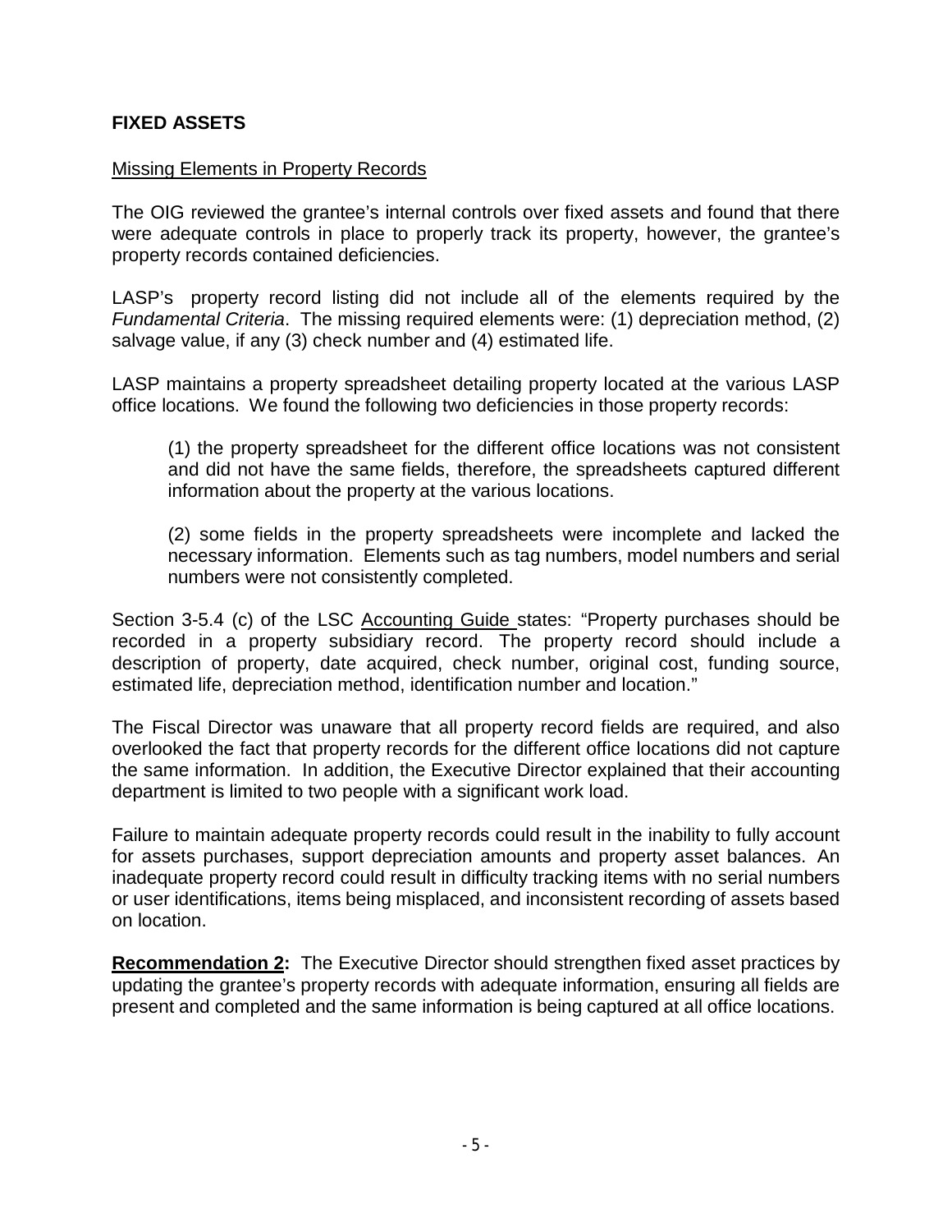## FIXED ASSETS

Missing Elements in Property Records

The OIG reviewed the grantee's internal controls over fixed assets and found that there were adequate controls in place to properly track its property, however, the grantee's property records contained deficiencies.

LASP's property record listing did not include all of the elements required by the *Fundamental Criteria*. The missing required elements were: (1) depreciation method, (2) salvage value, if any (3) check number and (4) estimated life.

LASP maintains a property spreadsheet detailing property located at the various LASP office locations. We found the following two deficiencies in those property records:

> (1) the property spreadsheet for the different office locations was not consistent and did not have the same fields, therefore, the spreadsheets captured different information about the property at the various locations.
>
> (2) some fields in the property spreadsheets were incomplete and lacked the necessary information. Elements such as tag numbers, model numbers and serial numbers were not consistently completed.

Section 3-5.4 (c) of the LSC Accounting Guide states: "Property purchases should be recorded in a property subsidiary record. The property record should include a description of property, date acquired, check number, original cost, funding source, estimated life, depreciation method, identification number and location."

The Fiscal Director was unaware that all property record fields are required, and also overlooked the fact that property records for the different office locations did not capture the same information. In addition, the Executive Director explained that their accounting department is limited to two people with a significant work load.

Failure to maintain adequate property records could result in the inability to fully account for assets purchases, support depreciation amounts and property asset balances. An inadequate property record could result in difficulty tracking items with no serial numbers or user identifications, items being misplaced, and inconsistent recording of assets based on location.

**Recommendation 2:** The Executive Director should strengthen fixed asset practices by updating the grantee's property records with adequate information, ensuring all fields are present and completed and the same information is being captured at all office locations.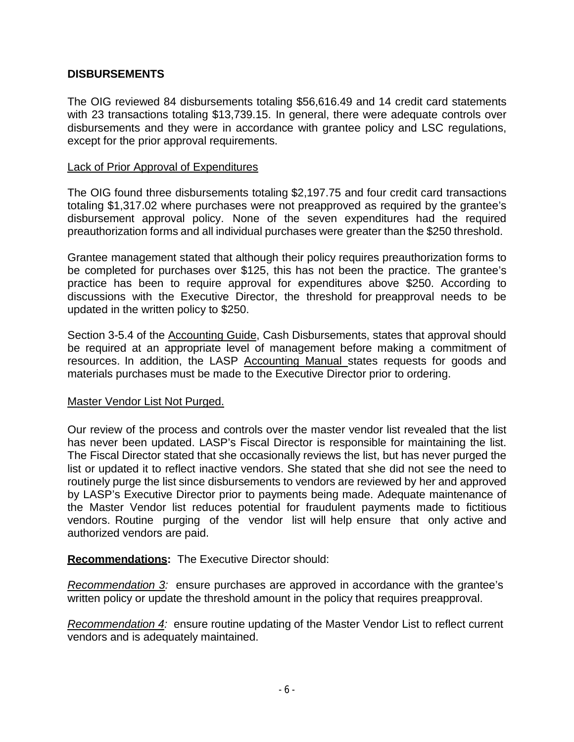## DISBURSEMENTS

The OIG reviewed 84 disbursements totaling $56,616.49 and 14 credit card statements with 23 transactions totaling $13,739.15. In general, there were adequate controls over disbursements and they were in accordance with grantee policy and LSC regulations, except for the prior approval requirements.

<u>Lack of Prior Approval of Expenditures</u>

The OIG found three disbursements totaling $2,197.75 and four credit card transactions totaling $1,317.02 where purchases were not preapproved as required by the grantee's disbursement approval policy. None of the seven expenditures had the required preauthorization forms and all individual purchases were greater than the $250 threshold.

Grantee management stated that although their policy requires preauthorization forms to be completed for purchases over $125, this has not been the practice. The grantee's practice has been to require approval for expenditures above $250. According to discussions with the Executive Director, the threshold for preapproval needs to be updated in the written policy to $250.

Section 3-5.4 of the <u>Accounting Guide</u>, Cash Disbursements, states that approval should be required at an appropriate level of management before making a commitment of resources. In addition, the LASP <u>Accounting Manual</u> states requests for goods and materials purchases must be made to the Executive Director prior to ordering.

<u>Master Vendor List Not Purged.</u>

Our review of the process and controls over the master vendor list revealed that the list has never been updated. LASP's Fiscal Director is responsible for maintaining the list. The Fiscal Director stated that she occasionally reviews the list, but has never purged the list or updated it to reflect inactive vendors. She stated that she did not see the need to routinely purge the list since disbursements to vendors are reviewed by her and approved by LASP's Executive Director prior to payments being made. Adequate maintenance of the Master Vendor list reduces potential for fraudulent payments made to fictitious vendors. Routine purging of the vendor list will help ensure that only active and authorized vendors are paid.

**<u>Recommendations</u>:** The Executive Director should:

*<u>Recommendation 3</u>:* ensure purchases are approved in accordance with the grantee's written policy or update the threshold amount in the policy that requires preapproval.

*<u>Recommendation 4</u>:* ensure routine updating of the Master Vendor List to reflect current vendors and is adequately maintained.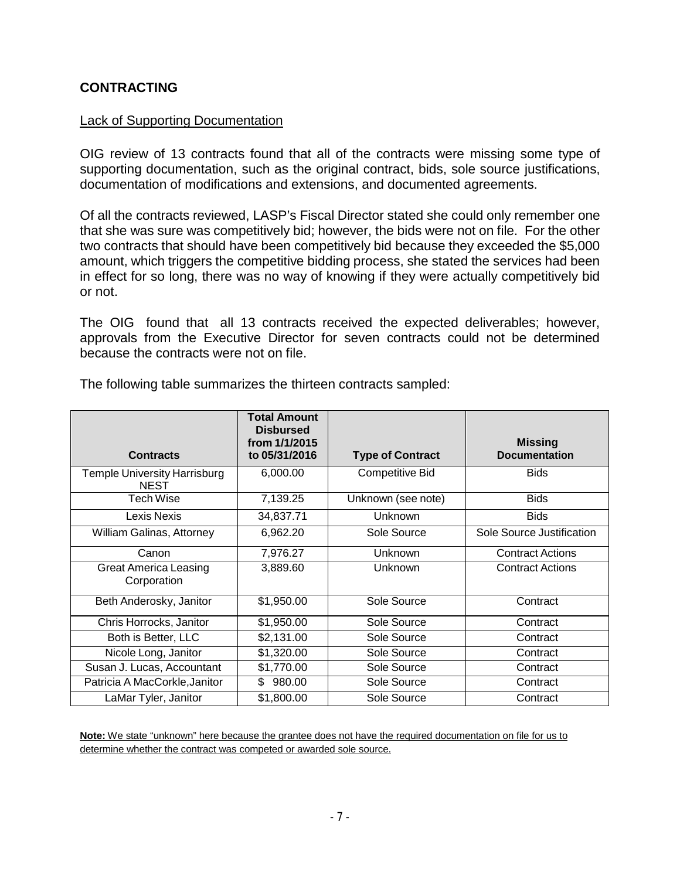## CONTRACTING

### Lack of Supporting Documentation

OIG review of 13 contracts found that all of the contracts were missing some type of supporting documentation, such as the original contract, bids, sole source justifications, documentation of modifications and extensions, and documented agreements.

Of all the contracts reviewed, LASP's Fiscal Director stated she could only remember one that she was sure was competitively bid; however, the bids were not on file. For the other two contracts that should have been competitively bid because they exceeded the $5,000 amount, which triggers the competitive bidding process, she stated the services had been in effect for so long, there was no way of knowing if they were actually competitively bid or not.

The OIG found that all 13 contracts received the expected deliverables; however, approvals from the Executive Director for seven contracts could not be determined because the contracts were not on file.

The following table summarizes the thirteen contracts sampled:

| Contracts | Total Amount Disbursed from 1/1/2015 to 05/31/2016 | Type of Contract | Missing Documentation |
|---|---|---|---|
| Temple University Harrisburg NEST | 6,000.00 | Competitive Bid | Bids |
| Tech Wise | 7,139.25 | Unknown (see note) | Bids |
| Lexis Nexis | 34,837.71 | Unknown | Bids |
| William Galinas, Attorney | 6,962.20 | Sole Source | Sole Source Justification |
| Canon | 7,976.27 | Unknown | Contract Actions |
| Great America Leasing Corporation | 3,889.60 | Unknown | Contract Actions |
| Beth Anderosky, Janitor | $1,950.00 | Sole Source | Contract |
| Chris Horrocks, Janitor | $1,950.00 | Sole Source | Contract |
| Both is Better, LLC | $2,131.00 | Sole Source | Contract |
| Nicole Long, Janitor | $1,320.00 | Sole Source | Contract |
| Susan J. Lucas, Accountant | $1,770.00 | Sole Source | Contract |
| Patricia A MacCorkle,Janitor | $ 980.00 | Sole Source | Contract |
| LaMar Tyler, Janitor | $1,800.00 | Sole Source | Contract |

**Note:** We state "unknown" here because the grantee does not have the required documentation on file for us to determine whether the contract was competed or awarded sole source.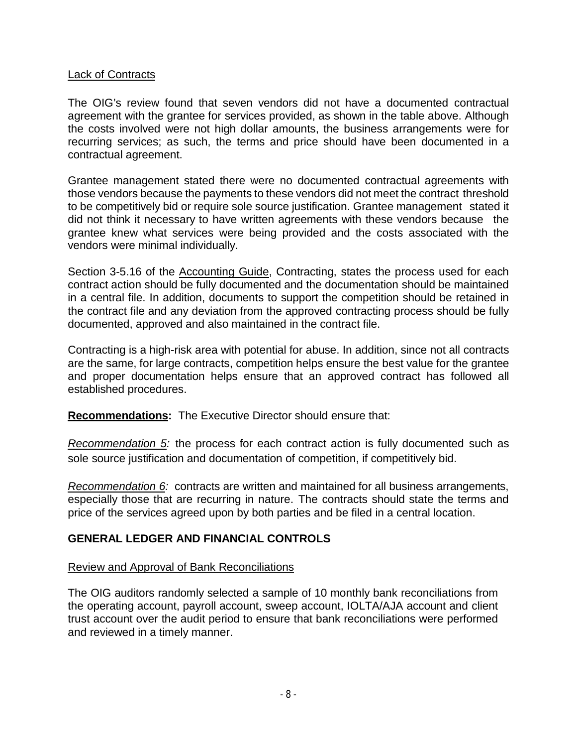Lack of Contracts

The OIG's review found that seven vendors did not have a documented contractual agreement with the grantee for services provided, as shown in the table above. Although the costs involved were not high dollar amounts, the business arrangements were for recurring services; as such, the terms and price should have been documented in a contractual agreement.

Grantee management stated there were no documented contractual agreements with those vendors because the payments to these vendors did not meet the contract threshold to be competitively bid or require sole source justification. Grantee management stated it did not think it necessary to have written agreements with these vendors because the grantee knew what services were being provided and the costs associated with the vendors were minimal individually.

Section 3-5.16 of the Accounting Guide, Contracting, states the process used for each contract action should be fully documented and the documentation should be maintained in a central file. In addition, documents to support the competition should be retained in the contract file and any deviation from the approved contracting process should be fully documented, approved and also maintained in the contract file.

Contracting is a high-risk area with potential for abuse. In addition, since not all contracts are the same, for large contracts, competition helps ensure the best value for the grantee and proper documentation helps ensure that an approved contract has followed all established procedures.

**Recommendations:** The Executive Director should ensure that:

*Recommendation 5:* the process for each contract action is fully documented such as sole source justification and documentation of competition, if competitively bid.

*Recommendation 6:* contracts are written and maintained for all business arrangements, especially those that are recurring in nature. The contracts should state the terms and price of the services agreed upon by both parties and be filed in a central location.

## GENERAL LEDGER AND FINANCIAL CONTROLS

Review and Approval of Bank Reconciliations

The OIG auditors randomly selected a sample of 10 monthly bank reconciliations from the operating account, payroll account, sweep account, IOLTA/AJA account and client trust account over the audit period to ensure that bank reconciliations were performed and reviewed in a timely manner.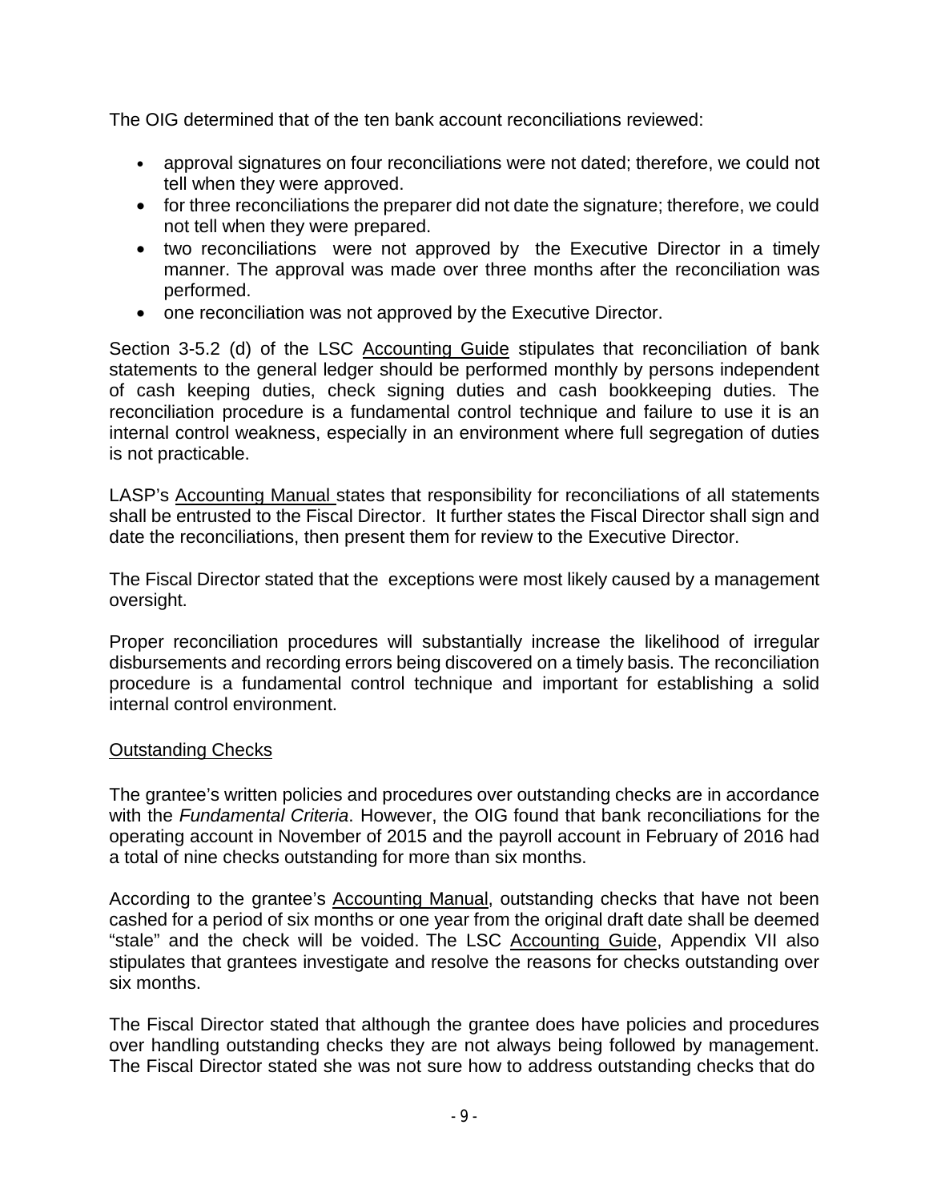The OIG determined that of the ten bank account reconciliations reviewed:

- approval signatures on four reconciliations were not dated; therefore, we could not tell when they were approved.
- for three reconciliations the preparer did not date the signature; therefore, we could not tell when they were prepared.
- two reconciliations were not approved by the Executive Director in a timely manner. The approval was made over three months after the reconciliation was performed.
- one reconciliation was not approved by the Executive Director.

Section 3-5.2 (d) of the LSC Accounting Guide stipulates that reconciliation of bank statements to the general ledger should be performed monthly by persons independent of cash keeping duties, check signing duties and cash bookkeeping duties. The reconciliation procedure is a fundamental control technique and failure to use it is an internal control weakness, especially in an environment where full segregation of duties is not practicable.

LASP's Accounting Manual states that responsibility for reconciliations of all statements shall be entrusted to the Fiscal Director. It further states the Fiscal Director shall sign and date the reconciliations, then present them for review to the Executive Director.

The Fiscal Director stated that the exceptions were most likely caused by a management oversight.

Proper reconciliation procedures will substantially increase the likelihood of irregular disbursements and recording errors being discovered on a timely basis. The reconciliation procedure is a fundamental control technique and important for establishing a solid internal control environment.

Outstanding Checks

The grantee's written policies and procedures over outstanding checks are in accordance with the *Fundamental Criteria*. However, the OIG found that bank reconciliations for the operating account in November of 2015 and the payroll account in February of 2016 had a total of nine checks outstanding for more than six months.

According to the grantee's Accounting Manual, outstanding checks that have not been cashed for a period of six months or one year from the original draft date shall be deemed "stale" and the check will be voided. The LSC Accounting Guide, Appendix VII also stipulates that grantees investigate and resolve the reasons for checks outstanding over six months.

The Fiscal Director stated that although the grantee does have policies and procedures over handling outstanding checks they are not always being followed by management. The Fiscal Director stated she was not sure how to address outstanding checks that do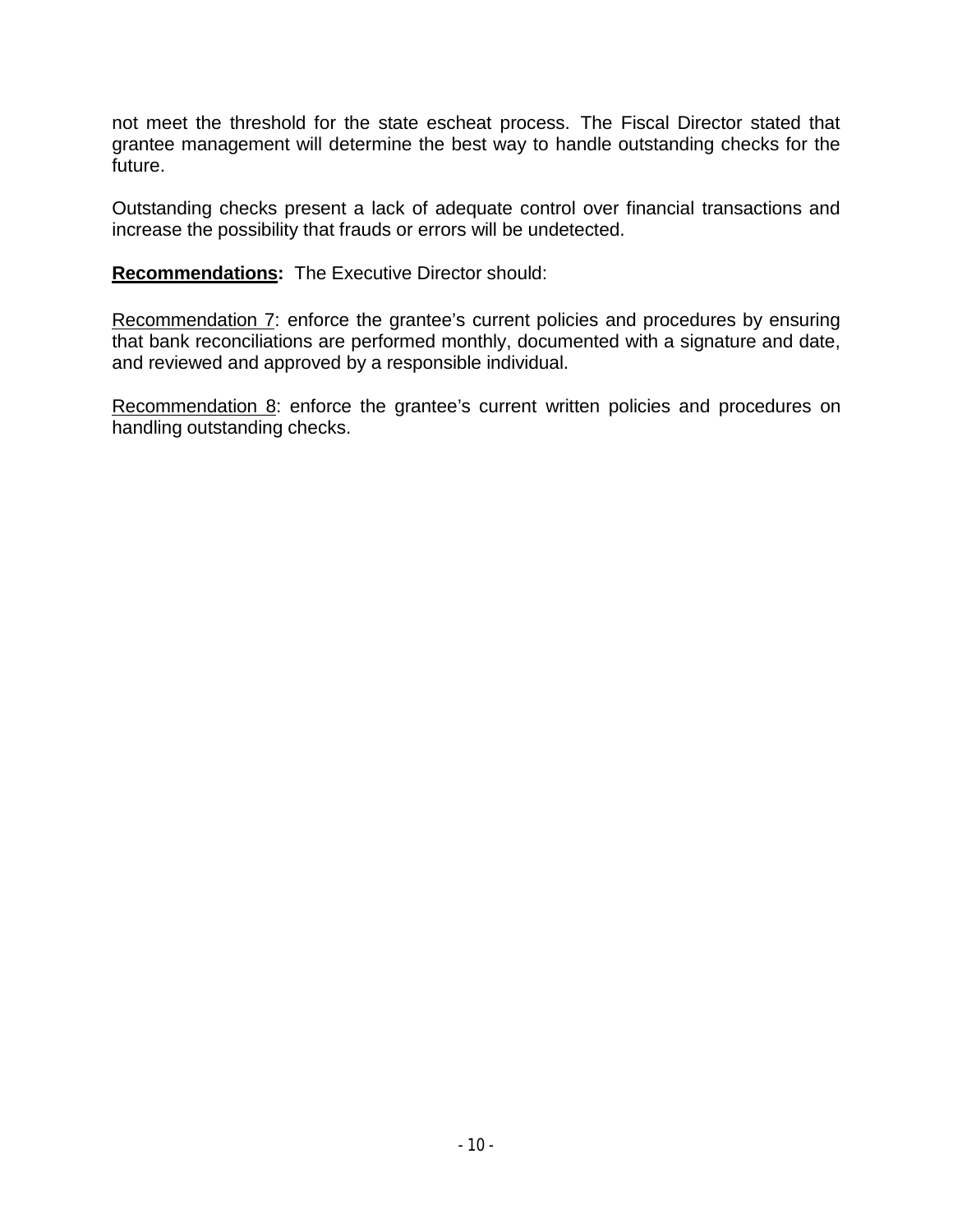not meet the threshold for the state escheat process. The Fiscal Director stated that grantee management will determine the best way to handle outstanding checks for the future.

Outstanding checks present a lack of adequate control over financial transactions and increase the possibility that frauds or errors will be undetected.

**Recommendations:** The Executive Director should:

Recommendation 7: enforce the grantee's current policies and procedures by ensuring that bank reconciliations are performed monthly, documented with a signature and date, and reviewed and approved by a responsible individual.

Recommendation 8: enforce the grantee's current written policies and procedures on handling outstanding checks.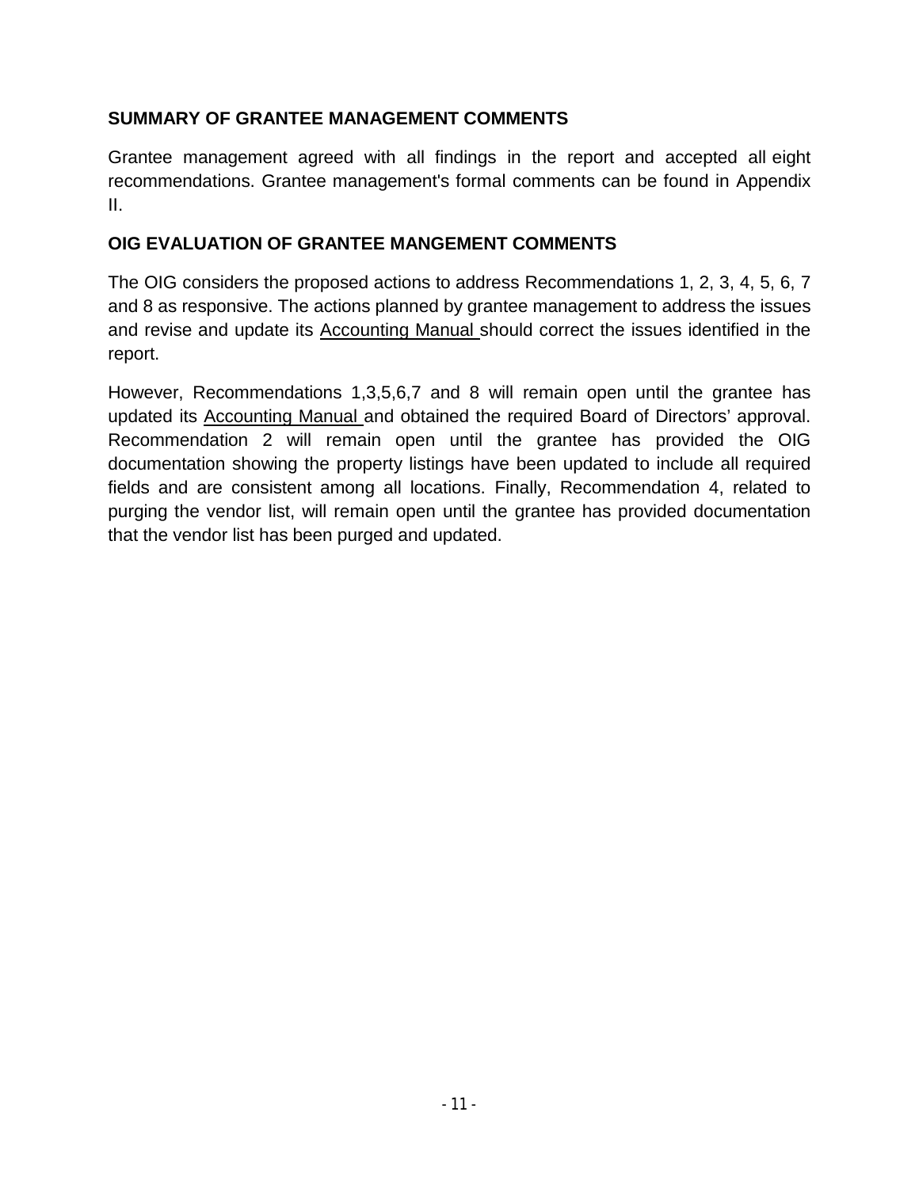## SUMMARY OF GRANTEE MANAGEMENT COMMENTS

Grantee management agreed with all findings in the report and accepted all eight recommendations. Grantee management's formal comments can be found in Appendix II.

## OIG EVALUATION OF GRANTEE MANGEMENT COMMENTS

The OIG considers the proposed actions to address Recommendations 1, 2, 3, 4, 5, 6, 7 and 8 as responsive. The actions planned by grantee management to address the issues and revise and update its Accounting Manual should correct the issues identified in the report.

However, Recommendations 1,3,5,6,7 and 8 will remain open until the grantee has updated its Accounting Manual and obtained the required Board of Directors' approval. Recommendation 2 will remain open until the grantee has provided the OIG documentation showing the property listings have been updated to include all required fields and are consistent among all locations. Finally, Recommendation 4, related to purging the vendor list, will remain open until the grantee has provided documentation that the vendor list has been purged and updated.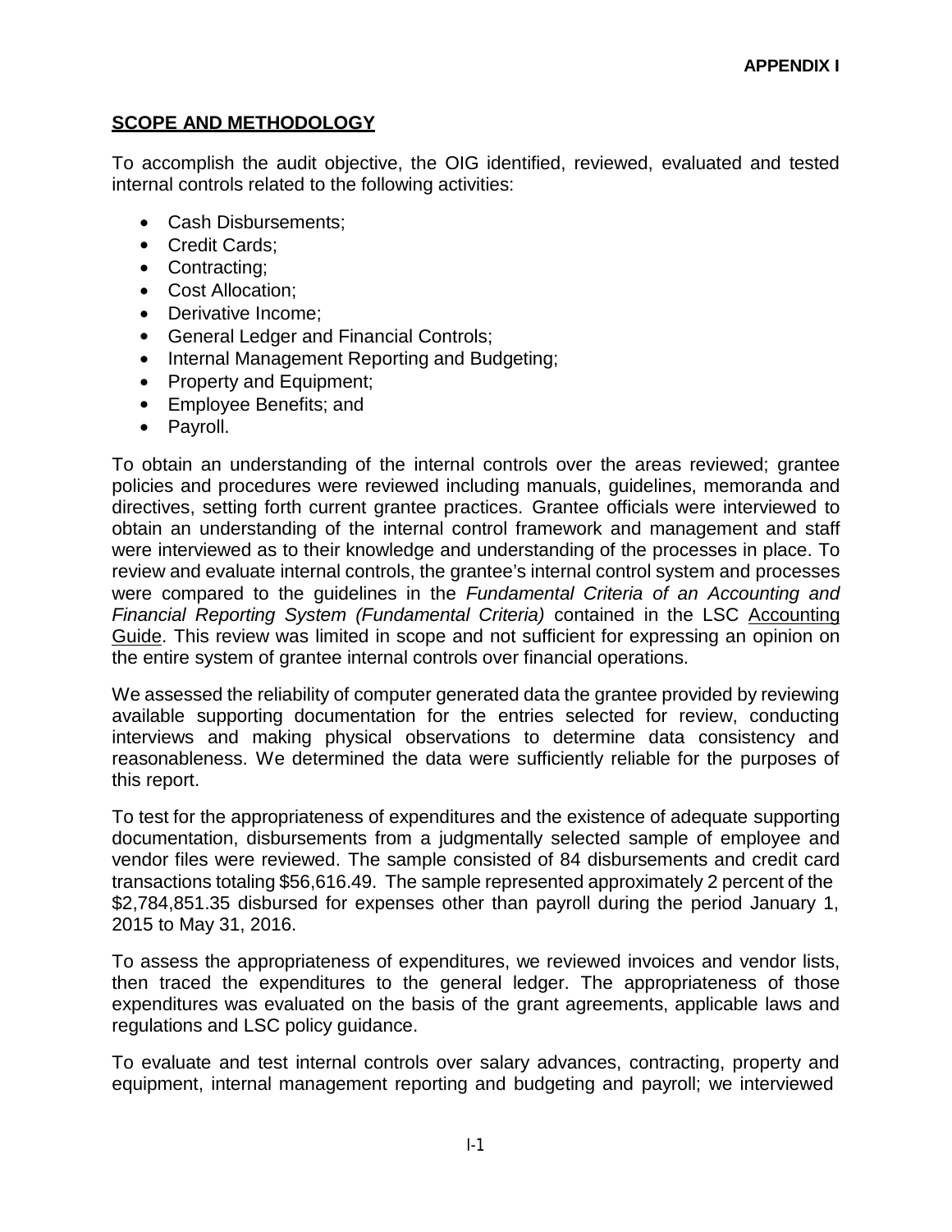**APPENDIX I**

## SCOPE AND METHODOLOGY

To accomplish the audit objective, the OIG identified, reviewed, evaluated and tested internal controls related to the following activities:

- Cash Disbursements;
- Credit Cards;
- Contracting;
- Cost Allocation;
- Derivative Income;
- General Ledger and Financial Controls;
- Internal Management Reporting and Budgeting;
- Property and Equipment;
- Employee Benefits; and
- Payroll.

To obtain an understanding of the internal controls over the areas reviewed; grantee policies and procedures were reviewed including manuals, guidelines, memoranda and directives, setting forth current grantee practices. Grantee officials were interviewed to obtain an understanding of the internal control framework and management and staff were interviewed as to their knowledge and understanding of the processes in place. To review and evaluate internal controls, the grantee's internal control system and processes were compared to the guidelines in the *Fundamental Criteria of an Accounting and Financial Reporting System (Fundamental Criteria)* contained in the LSC Accounting Guide. This review was limited in scope and not sufficient for expressing an opinion on the entire system of grantee internal controls over financial operations.

We assessed the reliability of computer generated data the grantee provided by reviewing available supporting documentation for the entries selected for review, conducting interviews and making physical observations to determine data consistency and reasonableness. We determined the data were sufficiently reliable for the purposes of this report.

To test for the appropriateness of expenditures and the existence of adequate supporting documentation, disbursements from a judgmentally selected sample of employee and vendor files were reviewed. The sample consisted of 84 disbursements and credit card transactions totaling $56,616.49. The sample represented approximately 2 percent of the $2,784,851.35 disbursed for expenses other than payroll during the period January 1, 2015 to May 31, 2016.

To assess the appropriateness of expenditures, we reviewed invoices and vendor lists, then traced the expenditures to the general ledger. The appropriateness of those expenditures was evaluated on the basis of the grant agreements, applicable laws and regulations and LSC policy guidance.

To evaluate and test internal controls over salary advances, contracting, property and equipment, internal management reporting and budgeting and payroll; we interviewed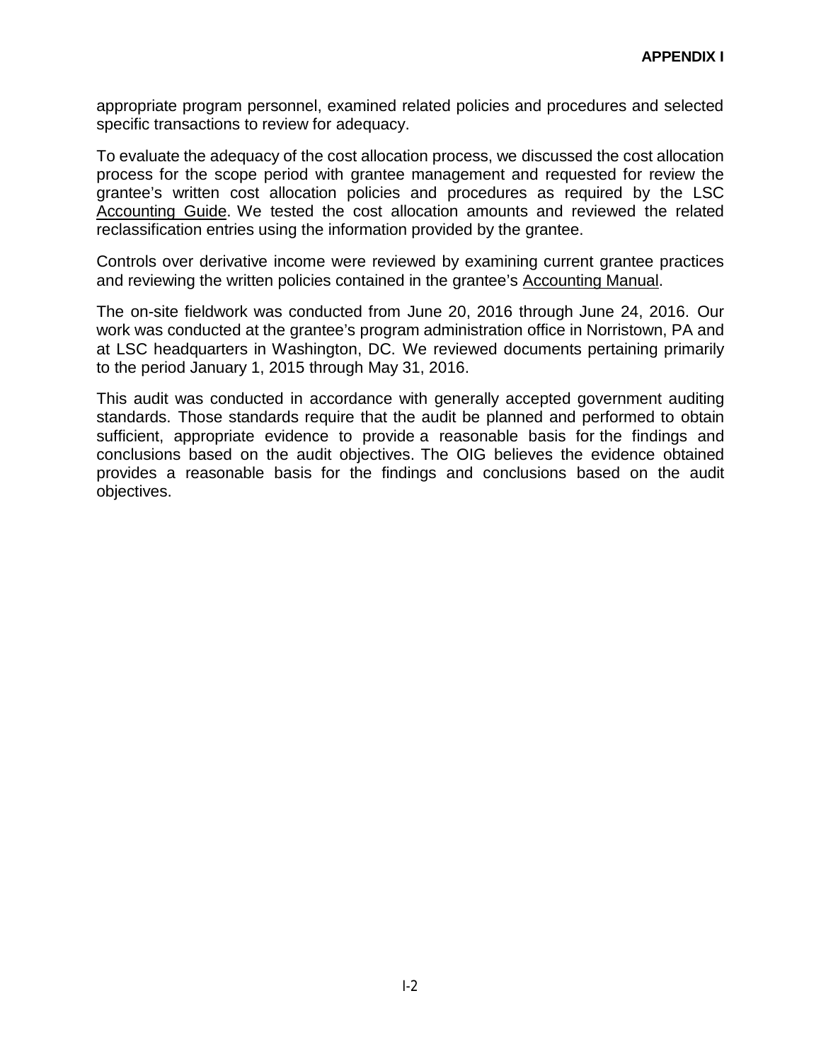appropriate program personnel, examined related policies and procedures and selected specific transactions to review for adequacy.

To evaluate the adequacy of the cost allocation process, we discussed the cost allocation process for the scope period with grantee management and requested for review the grantee's written cost allocation policies and procedures as required by the LSC Accounting Guide. We tested the cost allocation amounts and reviewed the related reclassification entries using the information provided by the grantee.

Controls over derivative income were reviewed by examining current grantee practices and reviewing the written policies contained in the grantee's Accounting Manual.

The on-site fieldwork was conducted from June 20, 2016 through June 24, 2016. Our work was conducted at the grantee's program administration office in Norristown, PA and at LSC headquarters in Washington, DC. We reviewed documents pertaining primarily to the period January 1, 2015 through May 31, 2016.

This audit was conducted in accordance with generally accepted government auditing standards. Those standards require that the audit be planned and performed to obtain sufficient, appropriate evidence to provide a reasonable basis for the findings and conclusions based on the audit objectives. The OIG believes the evidence obtained provides a reasonable basis for the findings and conclusions based on the audit objectives.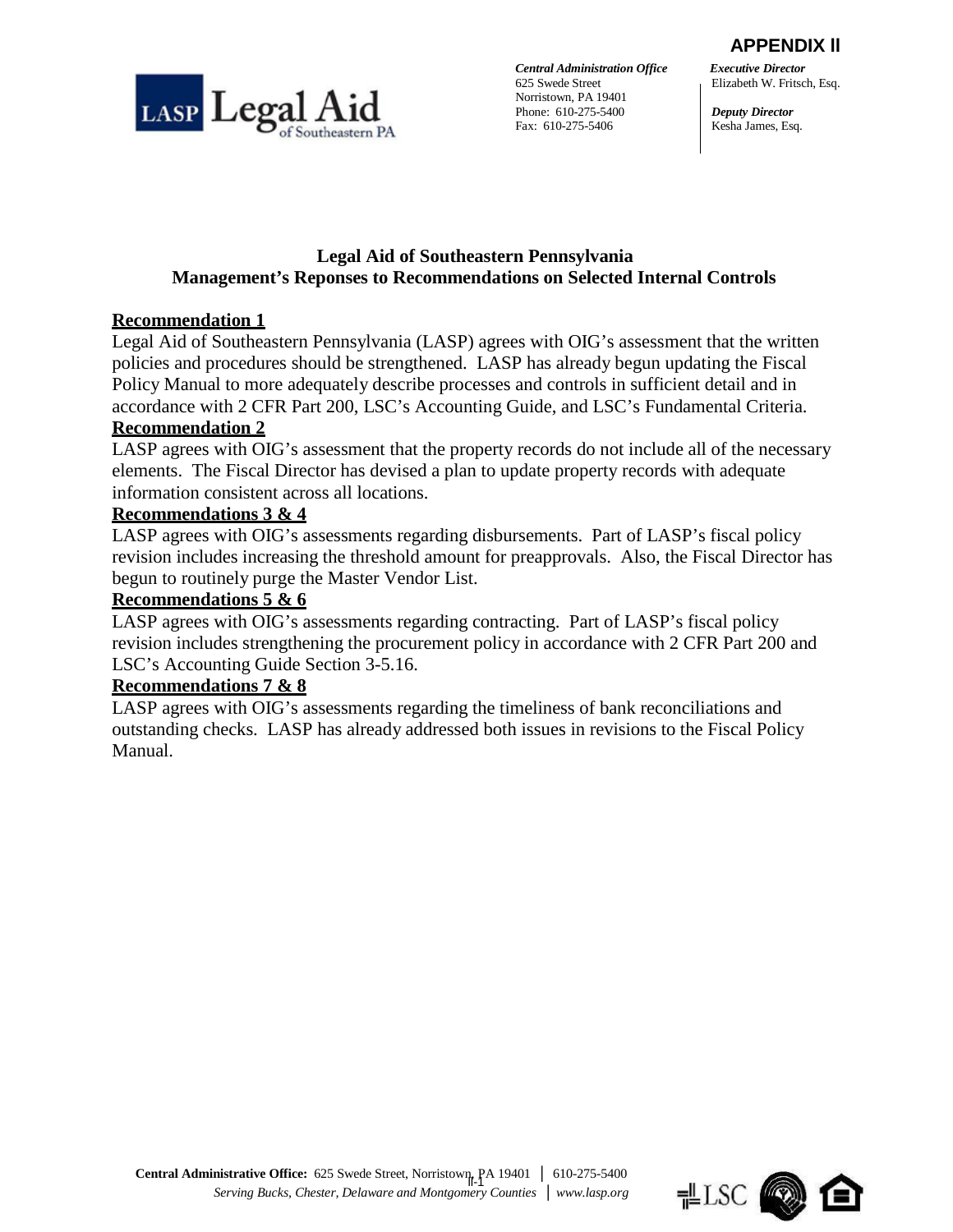**APPENDIX II**

LASP Legal Aid of Southeastern PA

*Central Administration Office*
625 Swede Street
Norristown, PA 19401
Phone: 610-275-5400
Fax: 610-275-5406

*Executive Director*
Elizabeth W. Fritsch, Esq.

*Deputy Director*
Kesha James, Esq.

## Legal Aid of Southeastern Pennsylvania
## Management's Reponses to Recommendations on Selected Internal Controls

**Recommendation 1**

Legal Aid of Southeastern Pennsylvania (LASP) agrees with OIG's assessment that the written policies and procedures should be strengthened. LASP has already begun updating the Fiscal Policy Manual to more adequately describe processes and controls in sufficient detail and in accordance with 2 CFR Part 200, LSC's Accounting Guide, and LSC's Fundamental Criteria.

**Recommendation 2**

LASP agrees with OIG's assessment that the property records do not include all of the necessary elements. The Fiscal Director has devised a plan to update property records with adequate information consistent across all locations.

**Recommendations 3 & 4**

LASP agrees with OIG's assessments regarding disbursements. Part of LASP's fiscal policy revision includes increasing the threshold amount for preapprovals. Also, the Fiscal Director has begun to routinely purge the Master Vendor List.

**Recommendations 5 & 6**

LASP agrees with OIG's assessments regarding contracting. Part of LASP's fiscal policy revision includes strengthening the procurement policy in accordance with 2 CFR Part 200 and LSC's Accounting Guide Section 3-5.16.

**Recommendations 7 & 8**

LASP agrees with OIG's assessments regarding the timeliness of bank reconciliations and outstanding checks. LASP has already addressed both issues in revisions to the Fiscal Policy Manual.

**Central Administrative Office:** 625 Swede Street, Norristown, PA 19401 | 610-275-5400
*Serving Bucks, Chester, Delaware and Montgomery Counties* | *www.lasp.org*